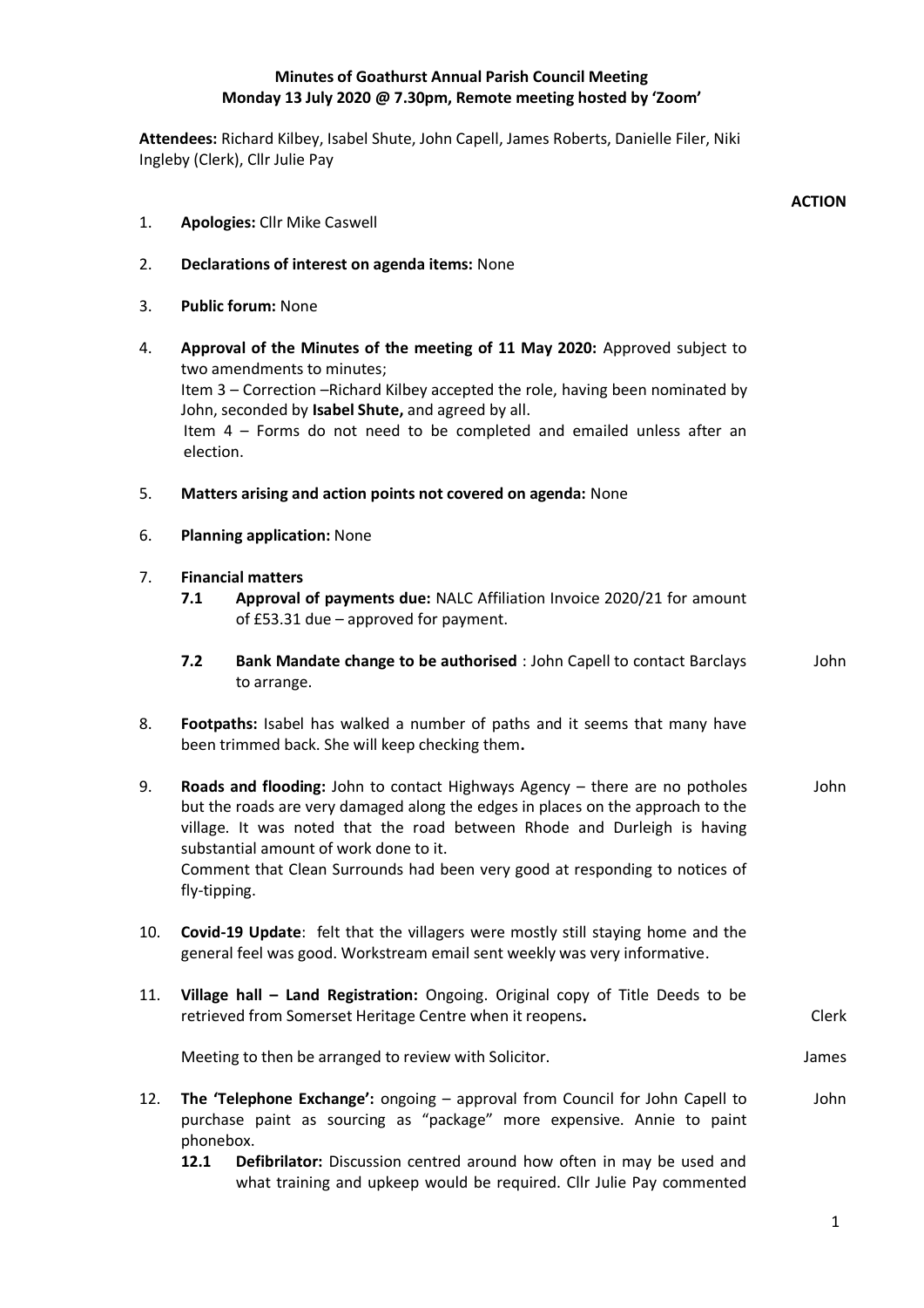**Minutes of Goathurst Annual Parish Council Meeting**
**Monday 13 July 2020 @ 7.30pm, Remote meeting hosted by 'Zoom'**

**Attendees:** Richard Kilbey, Isabel Shute, John Capell, James Roberts, Danielle Filer, Niki Ingleby (Clerk), Cllr Julie Pay

**ACTION**

1. **Apologies:** Cllr Mike Caswell

2. **Declarations of interest on agenda items:** None

3. **Public forum:** None

4. **Approval of the Minutes of the meeting of 11 May 2020:** Approved subject to two amendments to minutes;
   Item 3 – Correction –Richard Kilbey accepted the role, having been nominated by John, seconded by **Isabel Shute,** and agreed by all.
   Item 4 – Forms do not need to be completed and emailed unless after an election.

5. **Matters arising and action points not covered on agenda:** None

6. **Planning application:** None

7. **Financial matters**
   - **7.1** **Approval of payments due:** NALC Affiliation Invoice 2020/21 for amount of £53.31 due – approved for payment.
   - **7.2** **Bank Mandate change to be authorised** : John Capell to contact Barclays to arrange. — **John**

8. **Footpaths:** Isabel has walked a number of paths and it seems that many have been trimmed back. She will keep checking them**.**

9. **Roads and flooding:** John to contact Highways Agency – there are no potholes but the roads are very damaged along the edges in places on the approach to the village. It was noted that the road between Rhode and Durleigh is having substantial amount of work done to it. — **John**
   Comment that Clean Surrounds had been very good at responding to notices of fly-tipping.

10. **Covid-19 Update**: felt that the villagers were mostly still staying home and the general feel was good. Workstream email sent weekly was very informative.

11. **Village hall – Land Registration:** Ongoing. Original copy of Title Deeds to be retrieved from Somerset Heritage Centre when it reopens**.** — **Clerk**

    Meeting to then be arranged to review with Solicitor. — **James**

12. **The 'Telephone Exchange':** ongoing – approval from Council for John Capell to purchase paint as sourcing as "package" more expensive. Annie to paint phonebox. — **John**
    - **12.1** **Defibrilator:** Discussion centred around how often in may be used and what training and upkeep would be required. Cllr Julie Pay commented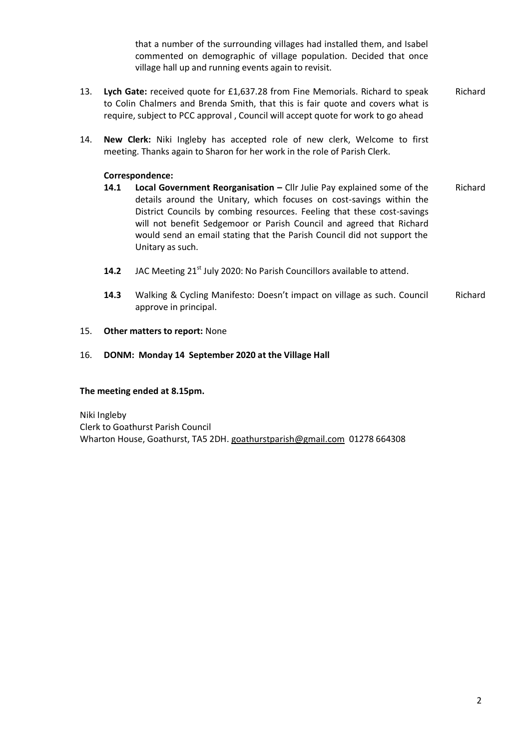that a number of the surrounding villages had installed them, and Isabel commented on demographic of village population. Decided that once village hall up and running events again to revisit.

13. **Lych Gate:** received quote for £1,637.28 from Fine Memorials. Richard to speak to Colin Chalmers and Brenda Smith, that this is fair quote and covers what is require, subject to PCC approval , Council will accept quote for work to go ahead — Richard

14. **New Clerk:** Niki Ingleby has accepted role of new clerk, Welcome to first meeting. Thanks again to Sharon for her work in the role of Parish Clerk.

**Correspondence:**

**14.1** **Local Government Reorganisation –** Cllr Julie Pay explained some of the details around the Unitary, which focuses on cost-savings within the District Councils by combing resources. Feeling that these cost-savings will not benefit Sedgemoor or Parish Council and agreed that Richard would send an email stating that the Parish Council did not support the Unitary as such. — Richard

**14.2** JAC Meeting 21st July 2020: No Parish Councillors available to attend.

**14.3** Walking & Cycling Manifesto: Doesn't impact on village as such. Council approve in principal. — Richard

15. **Other matters to report:** None

16. **DONM: Monday 14 September 2020 at the Village Hall**

**The meeting ended at 8.15pm.**

Niki Ingleby
Clerk to Goathurst Parish Council
Wharton House, Goathurst, TA5 2DH. goathurstparish@gmail.com 01278 664308